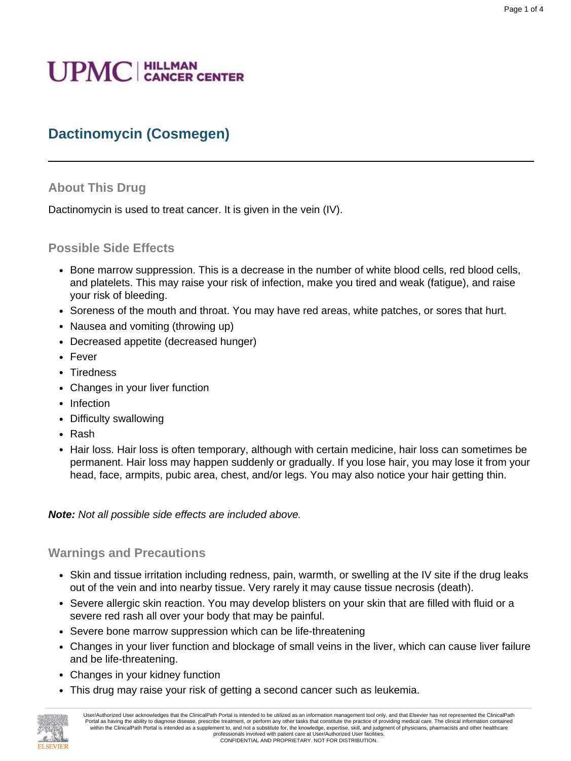UPMC | HILLMAN CANCER CENTER

# Dactinomycin (Cosmegen)

## About This Drug

Dactinomycin is used to treat cancer. It is given in the vein (IV).

## Possible Side Effects

- Bone marrow suppression. This is a decrease in the number of white blood cells, red blood cells, and platelets. This may raise your risk of infection, make you tired and weak (fatigue), and raise your risk of bleeding.
- Soreness of the mouth and throat. You may have red areas, white patches, or sores that hurt.
- Nausea and vomiting (throwing up)
- Decreased appetite (decreased hunger)
- Fever
- Tiredness
- Changes in your liver function
- Infection
- Difficulty swallowing
- Rash
- Hair loss. Hair loss is often temporary, although with certain medicine, hair loss can sometimes be permanent. Hair loss may happen suddenly or gradually. If you lose hair, you may lose it from your head, face, armpits, pubic area, chest, and/or legs. You may also notice your hair getting thin.

***Note:*** *Not all possible side effects are included above.*

## Warnings and Precautions

- Skin and tissue irritation including redness, pain, warmth, or swelling at the IV site if the drug leaks out of the vein and into nearby tissue. Very rarely it may cause tissue necrosis (death).
- Severe allergic skin reaction. You may develop blisters on your skin that are filled with fluid or a severe red rash all over your body that may be painful.
- Severe bone marrow suppression which can be life-threatening
- Changes in your liver function and blockage of small veins in the liver, which can cause liver failure and be life-threatening.
- Changes in your kidney function
- This drug may raise your risk of getting a second cancer such as leukemia.

User/Authorized User acknowledges that the ClinicalPath Portal is intended to be utilized as an information management tool only, and that Elsevier has not represented the ClinicalPath Portal as having the ability to diagnose disease, prescribe treatment, or perform any other tasks that constitute the practice of providing medical care. The clinical information contained within the ClinicalPath Portal is intended as a supplement to, and not a substitute for, the knowledge, expertise, skill, and judgment of physicians, pharmacists and other healthcare professionals involved with patient care at User/Authorized User facilities.
CONFIDENTIAL AND PROPRIETARY. NOT FOR DISTRIBUTION.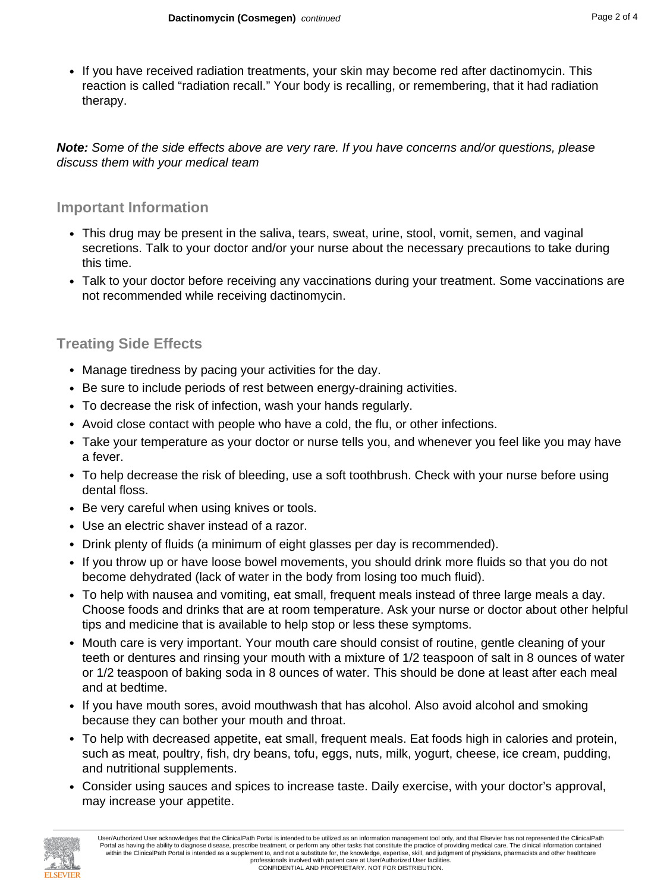- If you have received radiation treatments, your skin may become red after dactinomycin. This reaction is called "radiation recall." Your body is recalling, or remembering, that it had radiation therapy.

***Note:*** *Some of the side effects above are very rare. If you have concerns and/or questions, please discuss them with your medical team*

## Important Information

- This drug may be present in the saliva, tears, sweat, urine, stool, vomit, semen, and vaginal secretions. Talk to your doctor and/or your nurse about the necessary precautions to take during this time.
- Talk to your doctor before receiving any vaccinations during your treatment. Some vaccinations are not recommended while receiving dactinomycin.

## Treating Side Effects

- Manage tiredness by pacing your activities for the day.
- Be sure to include periods of rest between energy-draining activities.
- To decrease the risk of infection, wash your hands regularly.
- Avoid close contact with people who have a cold, the flu, or other infections.
- Take your temperature as your doctor or nurse tells you, and whenever you feel like you may have a fever.
- To help decrease the risk of bleeding, use a soft toothbrush. Check with your nurse before using dental floss.
- Be very careful when using knives or tools.
- Use an electric shaver instead of a razor.
- Drink plenty of fluids (a minimum of eight glasses per day is recommended).
- If you throw up or have loose bowel movements, you should drink more fluids so that you do not become dehydrated (lack of water in the body from losing too much fluid).
- To help with nausea and vomiting, eat small, frequent meals instead of three large meals a day. Choose foods and drinks that are at room temperature. Ask your nurse or doctor about other helpful tips and medicine that is available to help stop or less these symptoms.
- Mouth care is very important. Your mouth care should consist of routine, gentle cleaning of your teeth or dentures and rinsing your mouth with a mixture of 1/2 teaspoon of salt in 8 ounces of water or 1/2 teaspoon of baking soda in 8 ounces of water. This should be done at least after each meal and at bedtime.
- If you have mouth sores, avoid mouthwash that has alcohol. Also avoid alcohol and smoking because they can bother your mouth and throat.
- To help with decreased appetite, eat small, frequent meals. Eat foods high in calories and protein, such as meat, poultry, fish, dry beans, tofu, eggs, nuts, milk, yogurt, cheese, ice cream, pudding, and nutritional supplements.
- Consider using sauces and spices to increase taste. Daily exercise, with your doctor's approval, may increase your appetite.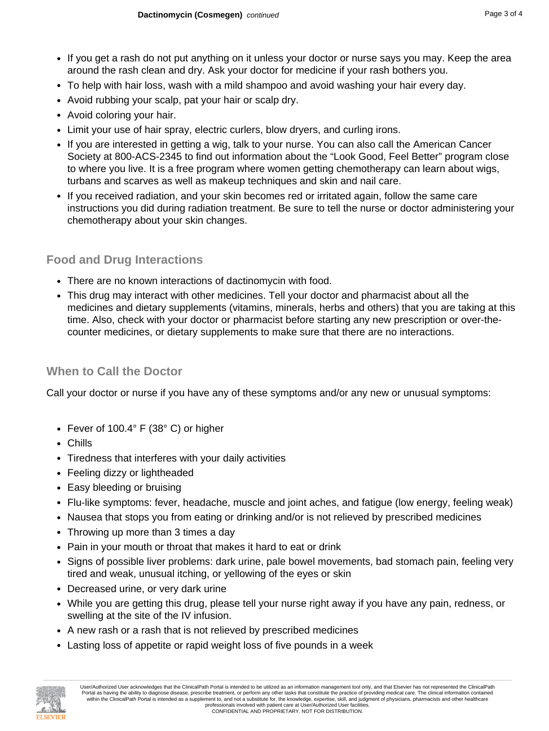- If you get a rash do not put anything on it unless your doctor or nurse says you may. Keep the area around the rash clean and dry. Ask your doctor for medicine if your rash bothers you.
- To help with hair loss, wash with a mild shampoo and avoid washing your hair every day.
- Avoid rubbing your scalp, pat your hair or scalp dry.
- Avoid coloring your hair.
- Limit your use of hair spray, electric curlers, blow dryers, and curling irons.
- If you are interested in getting a wig, talk to your nurse. You can also call the American Cancer Society at 800-ACS-2345 to find out information about the "Look Good, Feel Better" program close to where you live. It is a free program where women getting chemotherapy can learn about wigs, turbans and scarves as well as makeup techniques and skin and nail care.
- If you received radiation, and your skin becomes red or irritated again, follow the same care instructions you did during radiation treatment. Be sure to tell the nurse or doctor administering your chemotherapy about your skin changes.

## Food and Drug Interactions

- There are no known interactions of dactinomycin with food.
- This drug may interact with other medicines. Tell your doctor and pharmacist about all the medicines and dietary supplements (vitamins, minerals, herbs and others) that you are taking at this time. Also, check with your doctor or pharmacist before starting any new prescription or over-the-counter medicines, or dietary supplements to make sure that there are no interactions.

## When to Call the Doctor

Call your doctor or nurse if you have any of these symptoms and/or any new or unusual symptoms:

- Fever of 100.4° F (38° C) or higher
- Chills
- Tiredness that interferes with your daily activities
- Feeling dizzy or lightheaded
- Easy bleeding or bruising
- Flu-like symptoms: fever, headache, muscle and joint aches, and fatigue (low energy, feeling weak)
- Nausea that stops you from eating or drinking and/or is not relieved by prescribed medicines
- Throwing up more than 3 times a day
- Pain in your mouth or throat that makes it hard to eat or drink
- Signs of possible liver problems: dark urine, pale bowel movements, bad stomach pain, feeling very tired and weak, unusual itching, or yellowing of the eyes or skin
- Decreased urine, or very dark urine
- While you are getting this drug, please tell your nurse right away if you have any pain, redness, or swelling at the site of the IV infusion.
- A new rash or a rash that is not relieved by prescribed medicines
- Lasting loss of appetite or rapid weight loss of five pounds in a week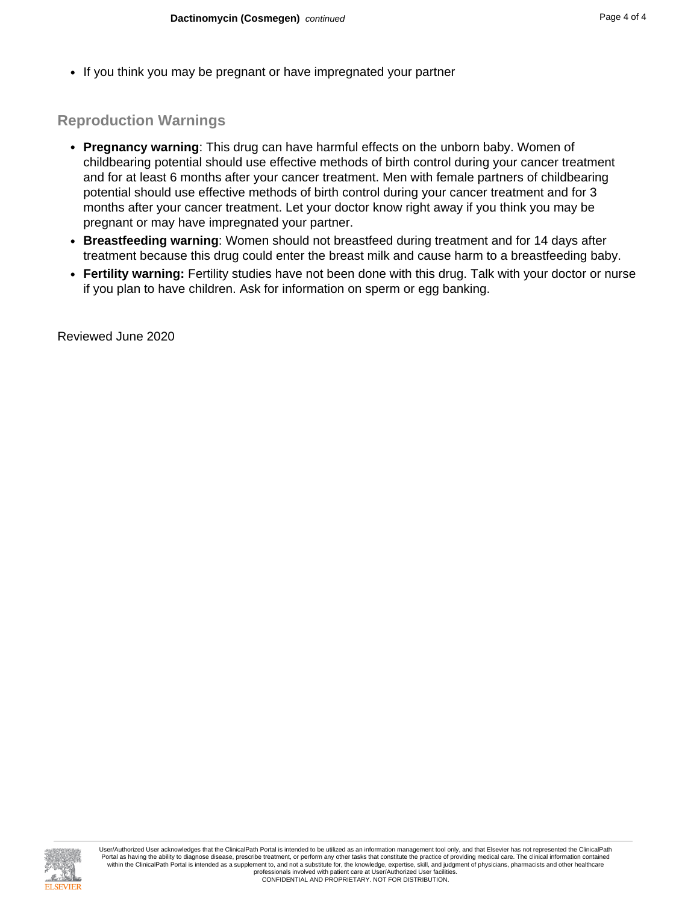- If you think you may be pregnant or have impregnated your partner

## Reproduction Warnings

- **Pregnancy warning**: This drug can have harmful effects on the unborn baby. Women of childbearing potential should use effective methods of birth control during your cancer treatment and for at least 6 months after your cancer treatment. Men with female partners of childbearing potential should use effective methods of birth control during your cancer treatment and for 3 months after your cancer treatment. Let your doctor know right away if you think you may be pregnant or may have impregnated your partner.
- **Breastfeeding warning**: Women should not breastfeed during treatment and for 14 days after treatment because this drug could enter the breast milk and cause harm to a breastfeeding baby.
- **Fertility warning:** Fertility studies have not been done with this drug. Talk with your doctor or nurse if you plan to have children. Ask for information on sperm or egg banking.

Reviewed June 2020

User/Authorized User acknowledges that the ClinicalPath Portal is intended to be utilized as an information management tool only, and that Elsevier has not represented the ClinicalPath Portal as having the ability to diagnose disease, prescribe treatment, or perform any other tasks that constitute the practice of providing medical care. The clinical information contained within the ClinicalPath Portal is intended as a supplement to, and not a substitute for, the knowledge, expertise, skill, and judgment of physicians, pharmacists and other healthcare professionals involved with patient care at User/Authorized User facilities.
CONFIDENTIAL AND PROPRIETARY. NOT FOR DISTRIBUTION.